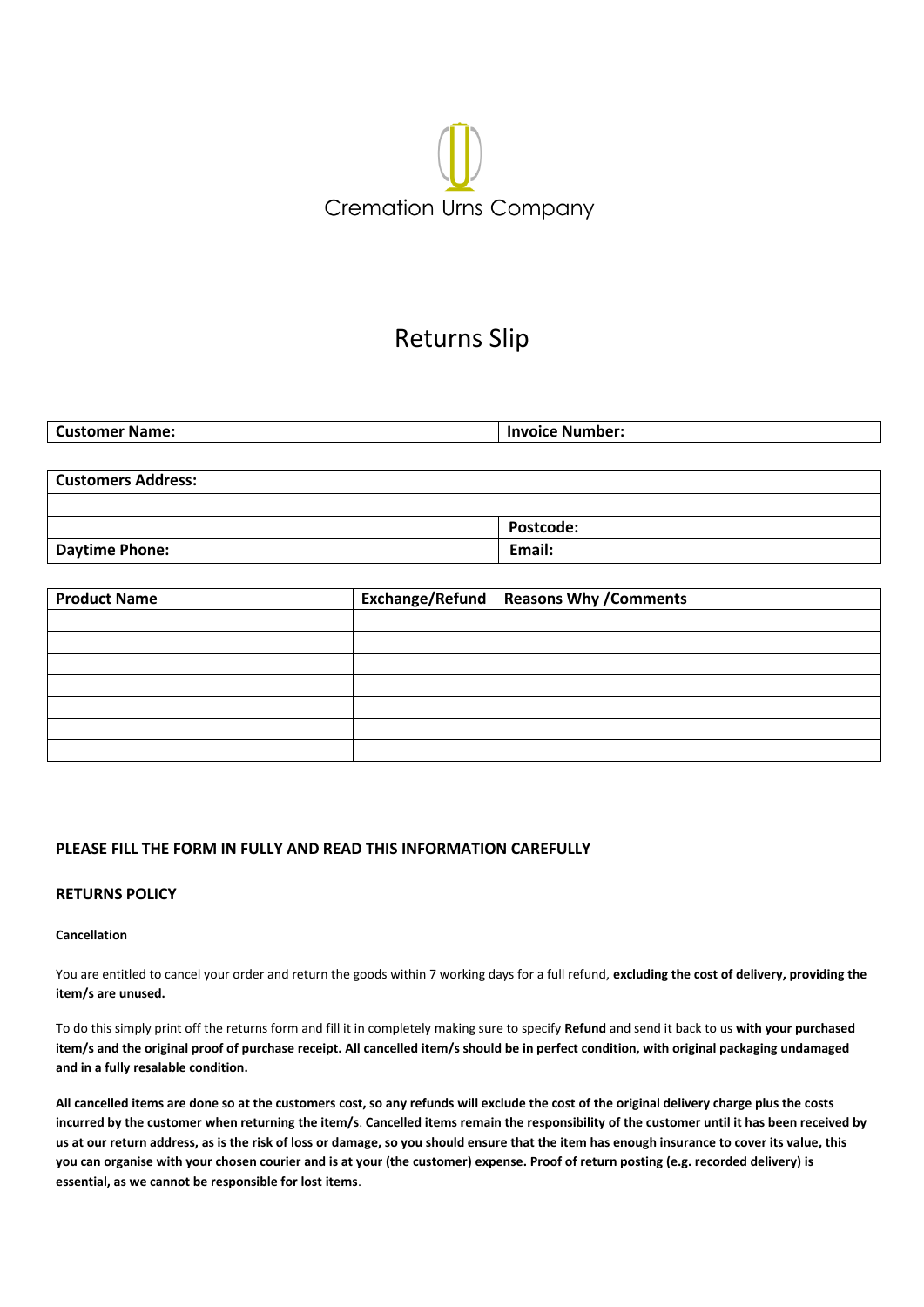Cremation Urns Company

# Returns Slip

| Customer Name: | Invoice Number: |
|---|---|

| Customers Address: | |
|---|---|
| | |
| | Postcode: |
| Daytime Phone: | Email: |

| Product Name | Exchange/Refund | Reasons Why /Comments |
|---|---|---|
| | | |
| | | |
| | | |
| | | |
| | | |
| | | |
| | | |

**PLEASE FILL THE FORM IN FULLY AND READ THIS INFORMATION CAREFULLY**

## RETURNS POLICY

**Cancellation**

You are entitled to cancel your order and return the goods within 7 working days for a full refund, **excluding the cost of delivery, providing the item/s are unused.**

To do this simply print off the returns form and fill it in completely making sure to specify **Refund** and send it back to us **with your purchased item/s and the original proof of purchase receipt. All cancelled item/s should be in perfect condition, with original packaging undamaged and in a fully resalable condition.**

**All cancelled items are done so at the customers cost, so any refunds will exclude the cost of the original delivery charge plus the costs incurred by the customer when returning the item/s**. **Cancelled items remain the responsibility of the customer until it has been received by us at our return address, as is the risk of loss or damage, so you should ensure that the item has enough insurance to cover its value, this you can organise with your chosen courier and is at your (the customer) expense. Proof of return posting (e.g. recorded delivery) is essential, as we cannot be responsible for lost items**.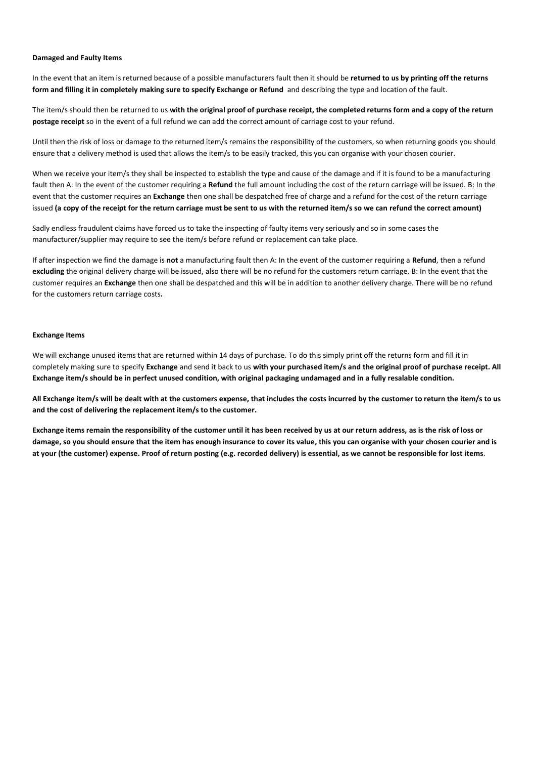**Damaged and Faulty Items**

In the event that an item is returned because of a possible manufacturers fault then it should be **returned to us by printing off the returns form and filling it in completely making sure to specify Exchange or Refund** and describing the type and location of the fault.

The item/s should then be returned to us **with the original proof of purchase receipt, the completed returns form and a copy of the return postage receipt** so in the event of a full refund we can add the correct amount of carriage cost to your refund.

Until then the risk of loss or damage to the returned item/s remains the responsibility of the customers, so when returning goods you should ensure that a delivery method is used that allows the item/s to be easily tracked, this you can organise with your chosen courier.

When we receive your item/s they shall be inspected to establish the type and cause of the damage and if it is found to be a manufacturing fault then A: In the event of the customer requiring a **Refund** the full amount including the cost of the return carriage will be issued. B: In the event that the customer requires an **Exchange** then one shall be despatched free of charge and a refund for the cost of the return carriage issued **(a copy of the receipt for the return carriage must be sent to us with the returned item/s so we can refund the correct amount)**

Sadly endless fraudulent claims have forced us to take the inspecting of faulty items very seriously and so in some cases the manufacturer/supplier may require to see the item/s before refund or replacement can take place.

If after inspection we find the damage is **not** a manufacturing fault then A: In the event of the customer requiring a **Refund**, then a refund **excluding** the original delivery charge will be issued, also there will be no refund for the customers return carriage. B: In the event that the customer requires an **Exchange** then one shall be despatched and this will be in addition to another delivery charge. There will be no refund for the customers return carriage costs**.**

**Exchange Items**

We will exchange unused items that are returned within 14 days of purchase. To do this simply print off the returns form and fill it in completely making sure to specify **Exchange** and send it back to us **with your purchased item/s and the original proof of purchase receipt. All Exchange item/s should be in perfect unused condition, with original packaging undamaged and in a fully resalable condition.**

**All Exchange item/s will be dealt with at the customers expense, that includes the costs incurred by the customer to return the item/s to us and the cost of delivering the replacement item/s to the customer.**

**Exchange items remain the responsibility of the customer until it has been received by us at our return address, as is the risk of loss or damage, so you should ensure that the item has enough insurance to cover its value, this you can organise with your chosen courier and is at your (the customer) expense. Proof of return posting (e.g. recorded delivery) is essential, as we cannot be responsible for lost items**.